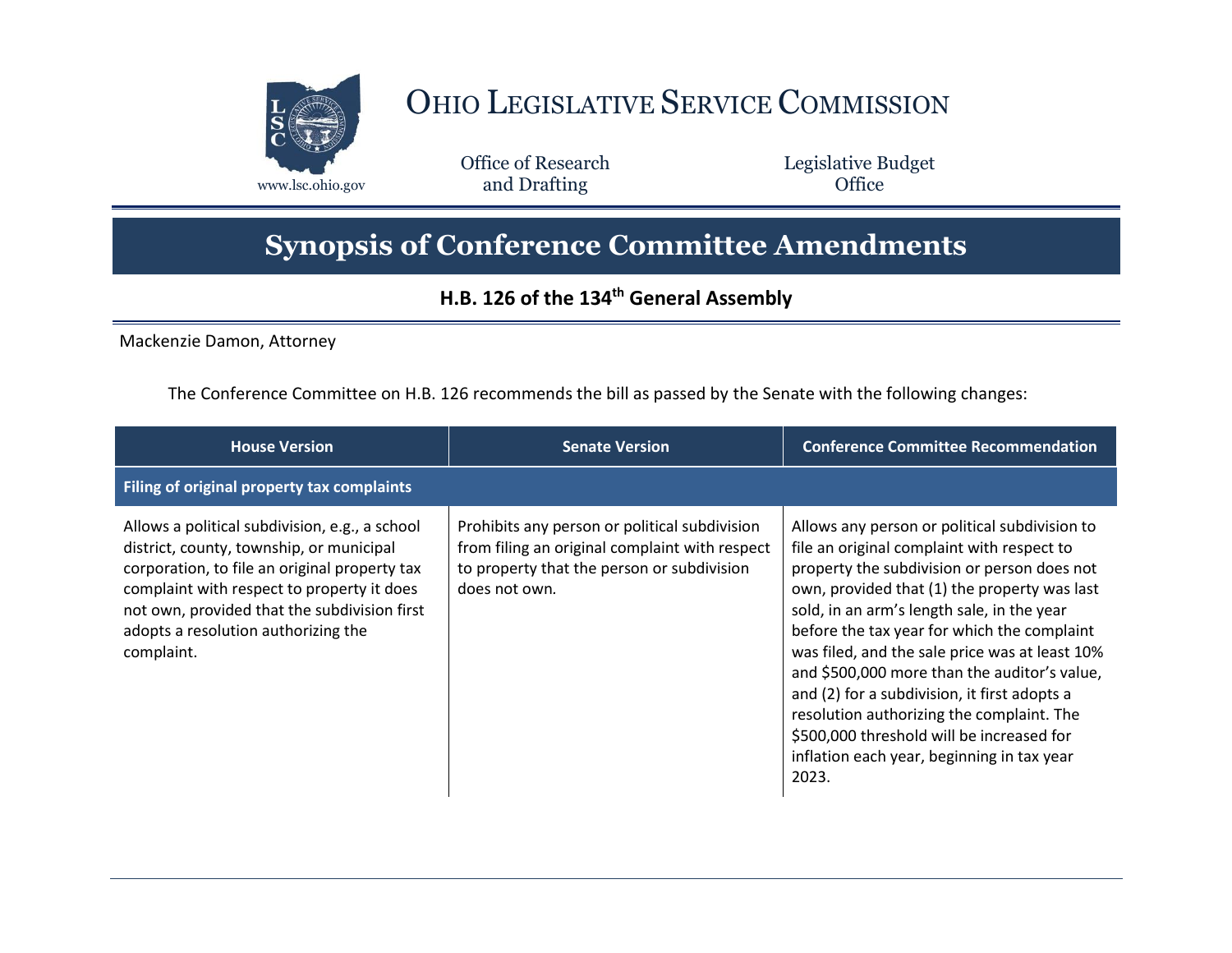# Ohio Legislative Service Commission

www.lsc.ohio.gov

Office of Research and Drafting

Legislative Budget Office

## Synopsis of Conference Committee Amendments

### H.B. 126 of the 134th General Assembly

Mackenzie Damon, Attorney

The Conference Committee on H.B. 126 recommends the bill as passed by the Senate with the following changes:

| House Version | Senate Version | Conference Committee Recommendation |
|---|---|---|
| **Filing of original property tax complaints** | | |
| Allows a political subdivision, e.g., a school district, county, township, or municipal corporation, to file an original property tax complaint with respect to property it does not own, provided that the subdivision first adopts a resolution authorizing the complaint. | Prohibits any person or political subdivision from filing an original complaint with respect to property that the person or subdivision does not own. | Allows any person or political subdivision to file an original complaint with respect to property the subdivision or person does not own, provided that (1) the property was last sold, in an arm's length sale, in the year before the tax year for which the complaint was filed, and the sale price was at least 10% and $500,000 more than the auditor's value, and (2) for a subdivision, it first adopts a resolution authorizing the complaint. The $500,000 threshold will be increased for inflation each year, beginning in tax year 2023. |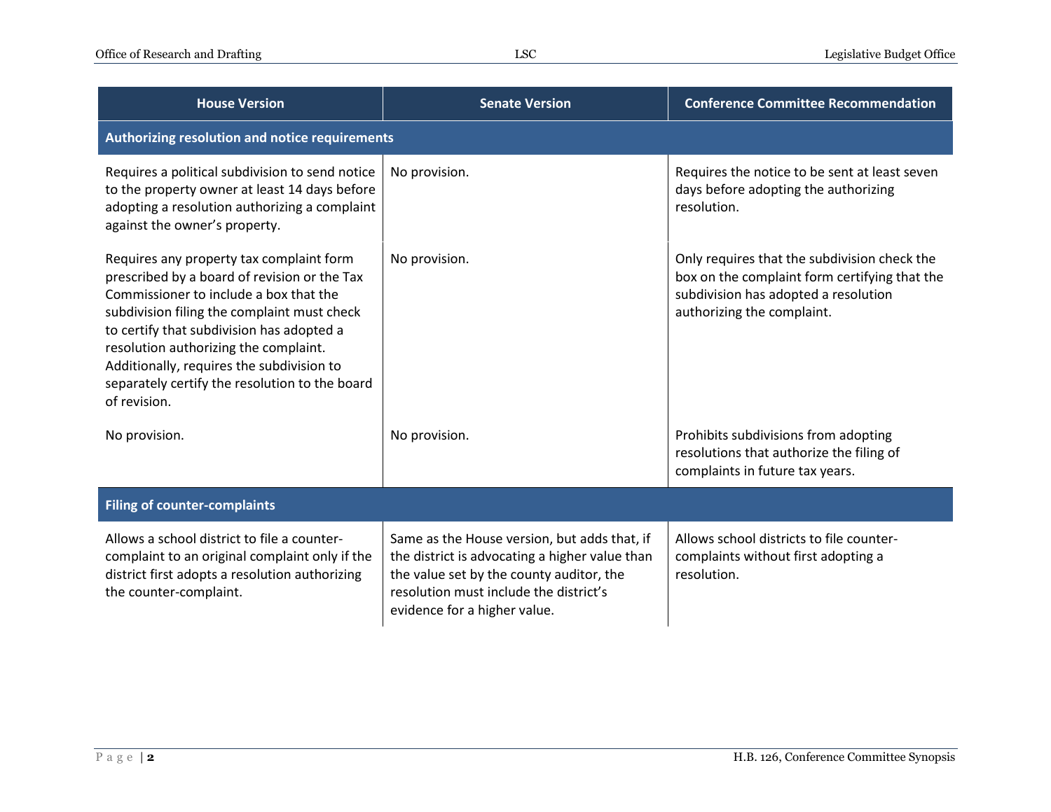| House Version | Senate Version | Conference Committee Recommendation |
|---|---|---|
| **Authorizing resolution and notice requirements** | | |
| Requires a political subdivision to send notice to the property owner at least 14 days before adopting a resolution authorizing a complaint against the owner's property. | No provision. | Requires the notice to be sent at least seven days before adopting the authorizing resolution. |
| Requires any property tax complaint form prescribed by a board of revision or the Tax Commissioner to include a box that the subdivision filing the complaint must check to certify that subdivision has adopted a resolution authorizing the complaint. Additionally, requires the subdivision to separately certify the resolution to the board of revision. | No provision. | Only requires that the subdivision check the box on the complaint form certifying that the subdivision has adopted a resolution authorizing the complaint. |
| No provision. | No provision. | Prohibits subdivisions from adopting resolutions that authorize the filing of complaints in future tax years. |
| **Filing of counter-complaints** | | |
| Allows a school district to file a counter-complaint to an original complaint only if the district first adopts a resolution authorizing the counter-complaint. | Same as the House version, but adds that, if the district is advocating a higher value than the value set by the county auditor, the resolution must include the district's evidence for a higher value. | Allows school districts to file counter-complaints without first adopting a resolution. |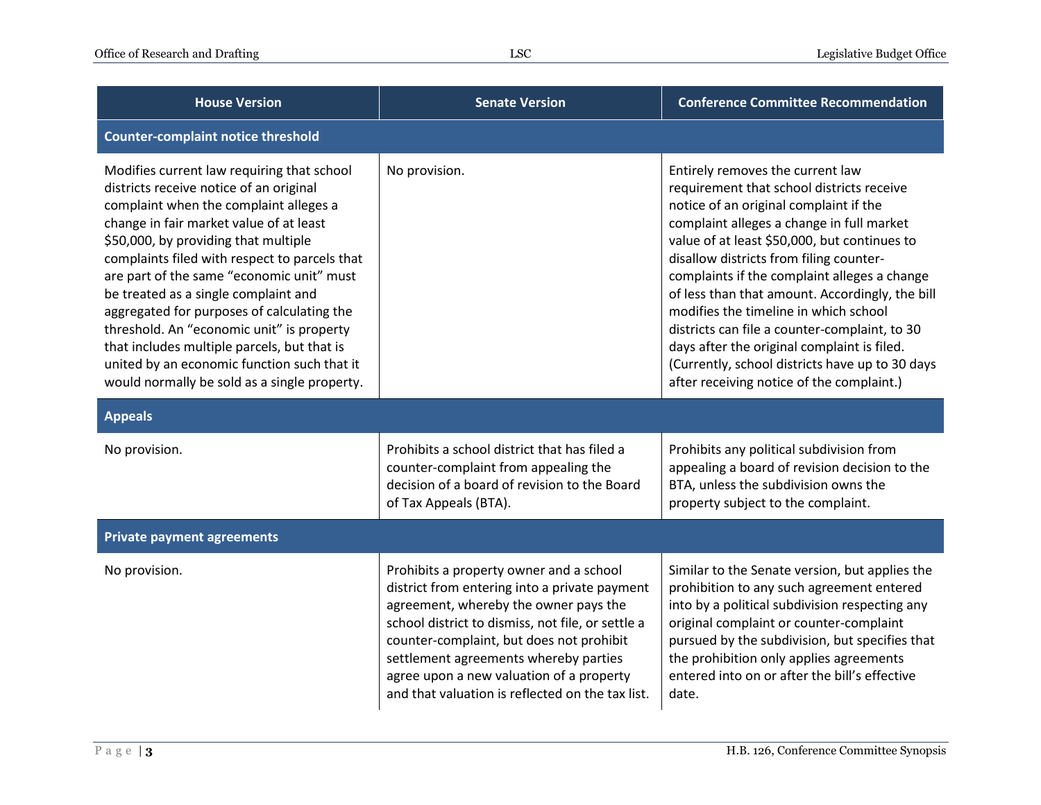| House Version | Senate Version | Conference Committee Recommendation |
|---|---|---|
| **Counter-complaint notice threshold** | | |
| Modifies current law requiring that school districts receive notice of an original complaint when the complaint alleges a change in fair market value of at least $50,000, by providing that multiple complaints filed with respect to parcels that are part of the same "economic unit" must be treated as a single complaint and aggregated for purposes of calculating the threshold. An "economic unit" is property that includes multiple parcels, but that is united by an economic function such that it would normally be sold as a single property. | No provision. | Entirely removes the current law requirement that school districts receive notice of an original complaint if the complaint alleges a change in full market value of at least $50,000, but continues to disallow districts from filing counter-complaints if the complaint alleges a change of less than that amount. Accordingly, the bill modifies the timeline in which school districts can file a counter-complaint, to 30 days after the original complaint is filed. (Currently, school districts have up to 30 days after receiving notice of the complaint.) |
| **Appeals** | | |
| No provision. | Prohibits a school district that has filed a counter-complaint from appealing the decision of a board of revision to the Board of Tax Appeals (BTA). | Prohibits any political subdivision from appealing a board of revision decision to the BTA, unless the subdivision owns the property subject to the complaint. |
| **Private payment agreements** | | |
| No provision. | Prohibits a property owner and a school district from entering into a private payment agreement, whereby the owner pays the school district to dismiss, not file, or settle a counter-complaint, but does not prohibit settlement agreements whereby parties agree upon a new valuation of a property and that valuation is reflected on the tax list. | Similar to the Senate version, but applies the prohibition to any such agreement entered into by a political subdivision respecting any original complaint or counter-complaint pursued by the subdivision, but specifies that the prohibition only applies agreements entered into on or after the bill's effective date. |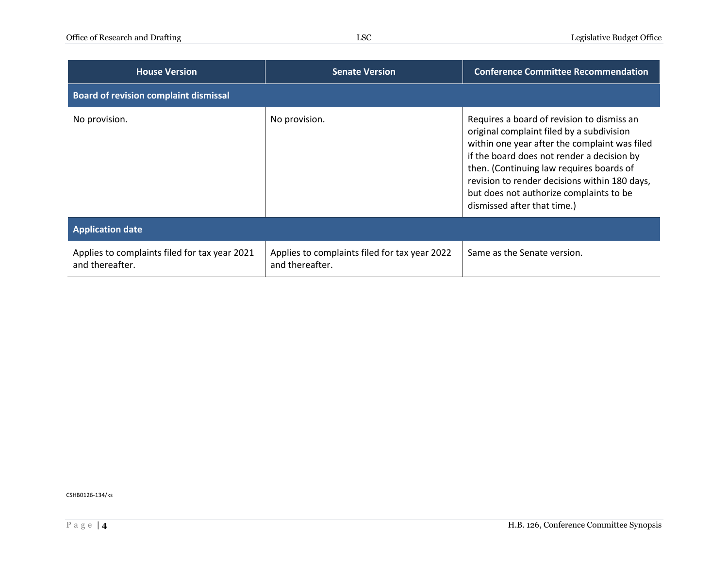| House Version | Senate Version | Conference Committee Recommendation |
|---|---|---|
| **Board of revision complaint dismissal** | | |
| No provision. | No provision. | Requires a board of revision to dismiss an original complaint filed by a subdivision within one year after the complaint was filed if the board does not render a decision by then. (Continuing law requires boards of revision to render decisions within 180 days, but does not authorize complaints to be dismissed after that time.) |
| **Application date** | | |
| Applies to complaints filed for tax year 2021 and thereafter. | Applies to complaints filed for tax year 2022 and thereafter. | Same as the Senate version. |

CSHB0126-134/ks